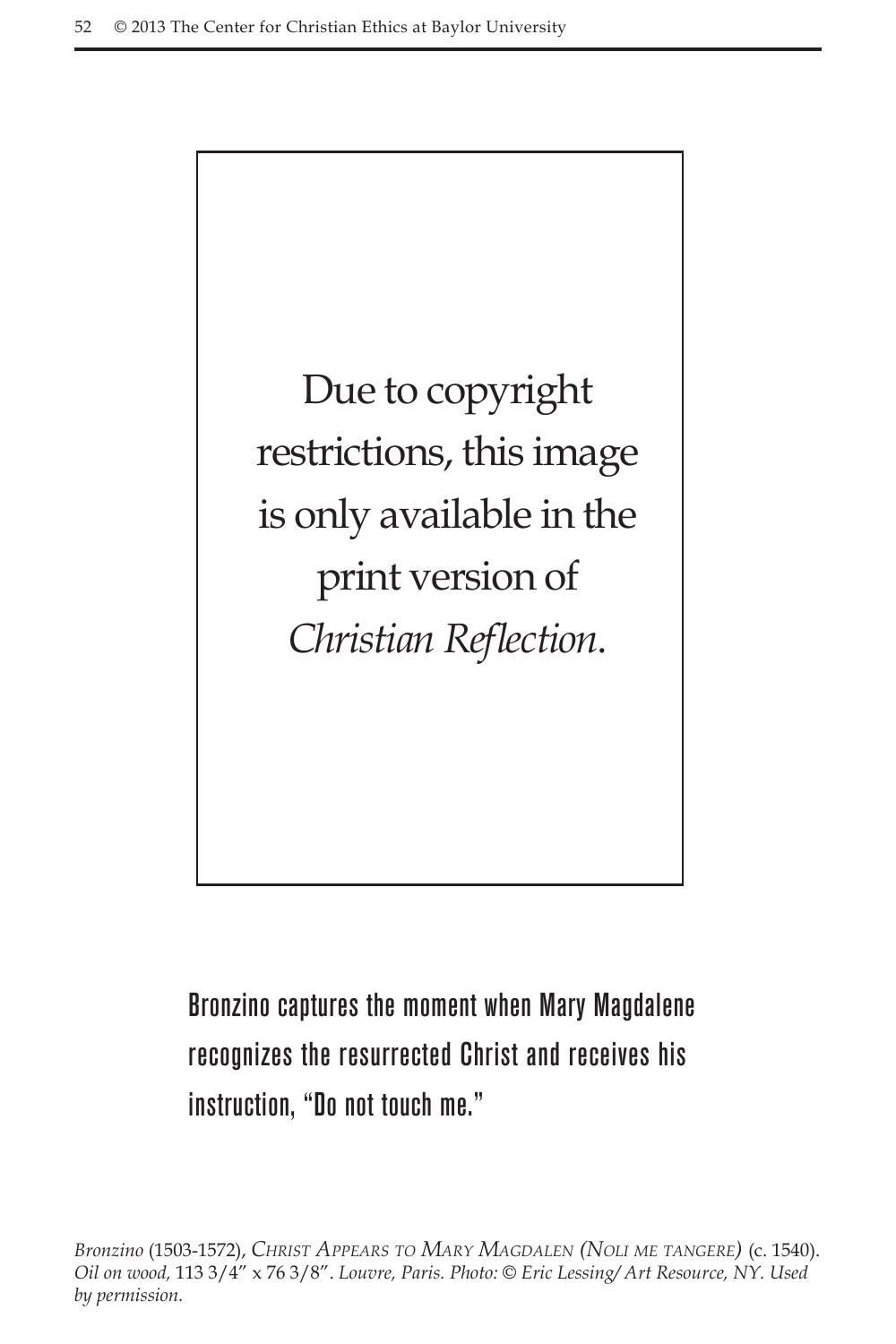Due to copyright restrictions, this image is only available in the print version of *Christian Reflection*.

Bronzino captures the moment when Mary Magdalene recognizes the resurrected Christ and receives his instruction, "Do not touch me."

*Bronzino* (1503-1572), *Christ Appears to Mary Magdalen (Noli me tangere)* (c. 1540). *Oil on wood,* 113 3/4" x 76 3/8". *Louvre, Paris. Photo: © Eric Lessing/ Art Resource, NY. Used by permission.*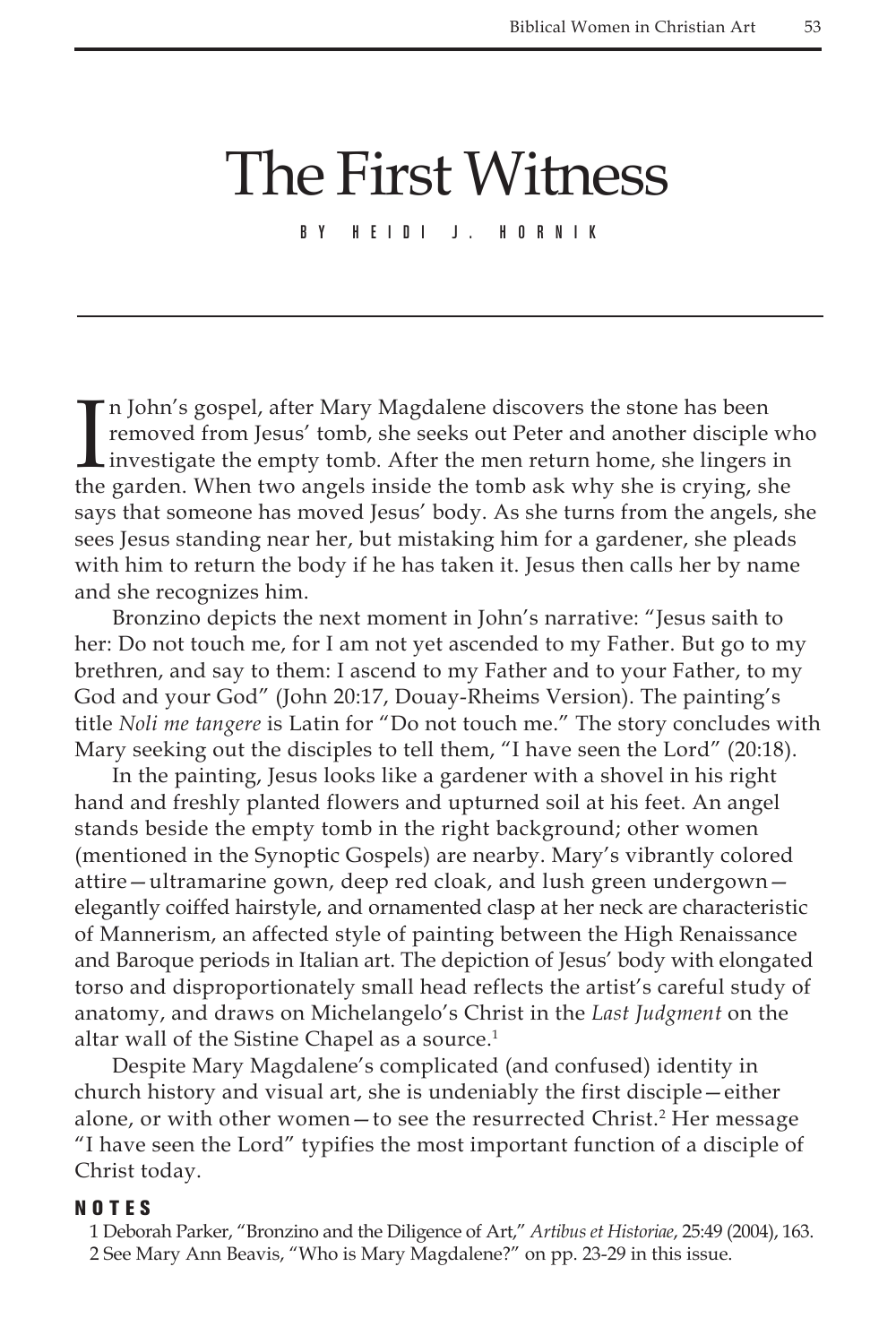# The First Witness

BY HEIDI J. HORNIK

In John's gospel, after Mary Magdalene discovers the stone has been removed from Jesus' tomb, she seeks out Peter and another disciple who investigate the empty tomb. After the men return home, she lingers in the garden. When two angels inside the tomb ask why she is crying, she says that someone has moved Jesus' body. As she turns from the angels, she sees Jesus standing near her, but mistaking him for a gardener, she pleads with him to return the body if he has taken it. Jesus then calls her by name and she recognizes him.

Bronzino depicts the next moment in John's narrative: "Jesus saith to her: Do not touch me, for I am not yet ascended to my Father. But go to my brethren, and say to them: I ascend to my Father and to your Father, to my God and your God" (John 20:17, Douay-Rheims Version). The painting's title *Noli me tangere* is Latin for "Do not touch me." The story concludes with Mary seeking out the disciples to tell them, "I have seen the Lord" (20:18).

In the painting, Jesus looks like a gardener with a shovel in his right hand and freshly planted flowers and upturned soil at his feet. An angel stands beside the empty tomb in the right background; other women (mentioned in the Synoptic Gospels) are nearby. Mary's vibrantly colored attire—ultramarine gown, deep red cloak, and lush green undergown—elegantly coiffed hairstyle, and ornamented clasp at her neck are characteristic of Mannerism, an affected style of painting between the High Renaissance and Baroque periods in Italian art. The depiction of Jesus' body with elongated torso and disproportionately small head reflects the artist's careful study of anatomy, and draws on Michelangelo's Christ in the *Last Judgment* on the altar wall of the Sistine Chapel as a source.[1]

Despite Mary Magdalene's complicated (and confused) identity in church history and visual art, she is undeniably the first disciple—either alone, or with other women—to see the resurrected Christ.[2] Her message "I have seen the Lord" typifies the most important function of a disciple of Christ today.

## NOTES

1 Deborah Parker, "Bronzino and the Diligence of Art," *Artibus et Historiae*, 25:49 (2004), 163.

2 See Mary Ann Beavis, "Who is Mary Magdalene?" on pp. 23-29 in this issue.